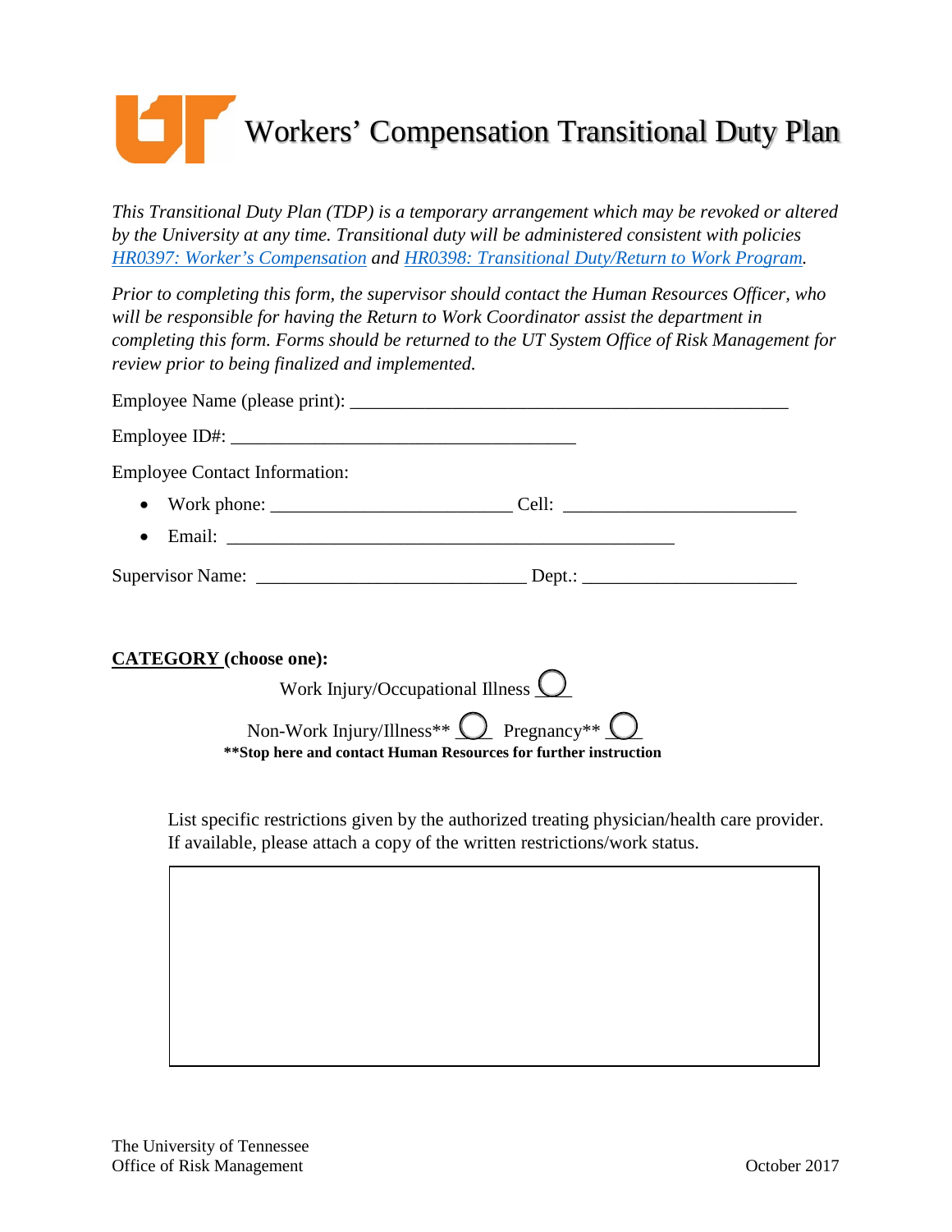# Workers' Compensation Transitional Duty Plan

*This Transitional Duty Plan (TDP) is a temporary arrangement which may be revoked or altered by the University at any time. Transitional duty will be administered consistent with policies [HR0397: Worker's Compensation](#) and [HR0398: Transitional Duty/Return to Work Program](#).*

*Prior to completing this form, the supervisor should contact the Human Resources Officer, who will be responsible for having the Return to Work Coordinator assist the department in completing this form. Forms should be returned to the UT System Office of Risk Management for review prior to being finalized and implemented.*

Employee Name (please print): ________________________________________________

Employee ID#: ______________________________________

Employee Contact Information:

- Work phone: __________________________ Cell: _________________________
- Email: _________________________________________________

Supervisor Name: _____________________________ Dept.: ______________________

**CATEGORY (choose one):**

Work Injury/Occupational Illness ◯

Non-Work Injury/Illness** ◯ Pregnancy** ◯

****Stop here and contact Human Resources for further instruction**

List specific restrictions given by the authorized treating physician/health care provider. If available, please attach a copy of the written restrictions/work status.

| |
|---|
| |

The University of Tennessee
Office of Risk Management

October 2017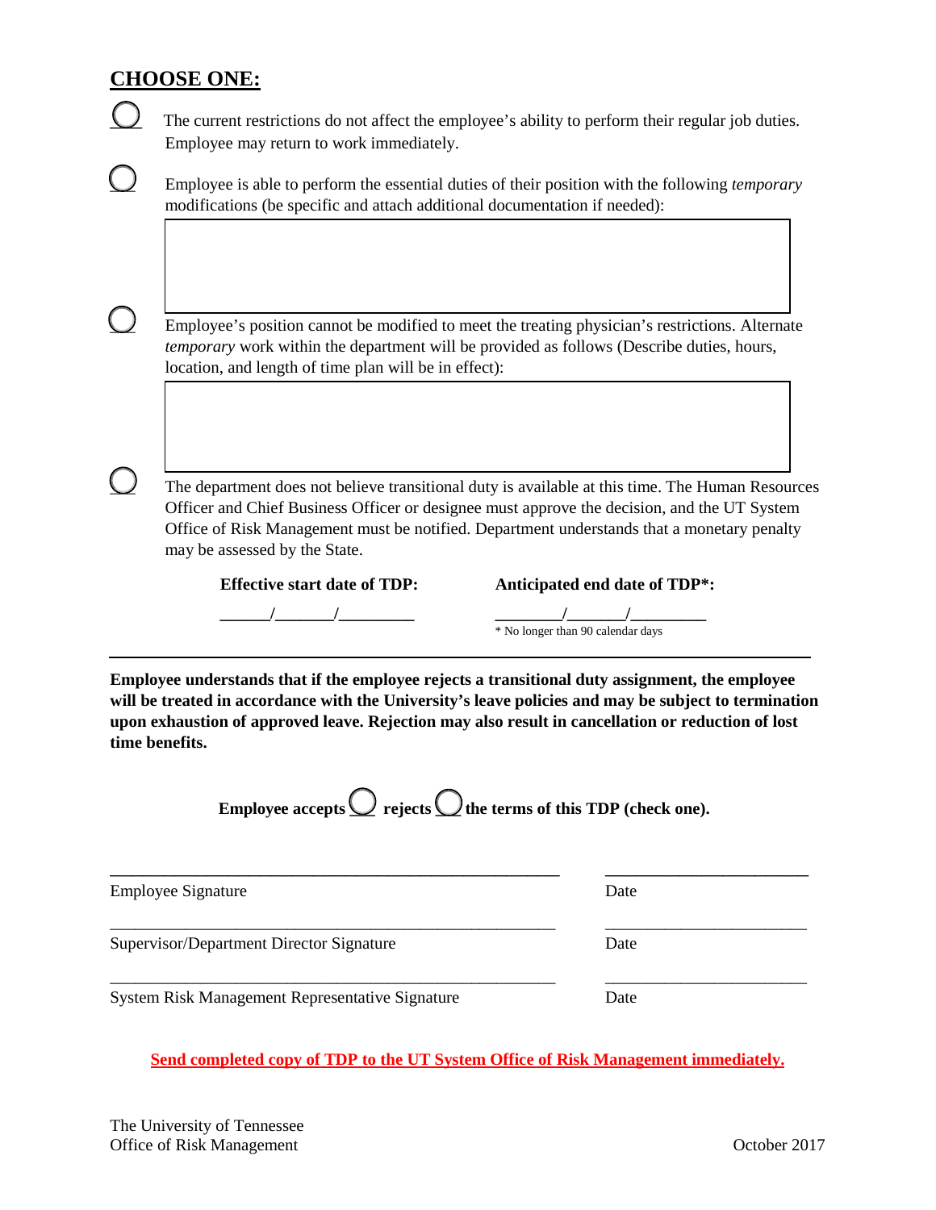## CHOOSE ONE:

○ The current restrictions do not affect the employee's ability to perform their regular job duties. Employee may return to work immediately.

○ Employee is able to perform the essential duties of their position with the following *temporary* modifications (be specific and attach additional documentation if needed):

| |
|---|
| |

○ Employee's position cannot be modified to meet the treating physician's restrictions. Alternate *temporary* work within the department will be provided as follows (Describe duties, hours, location, and length of time plan will be in effect):

| |
|---|
| |

○ The department does not believe transitional duty is available at this time. The Human Resources Officer and Chief Business Officer or designee must approve the decision, and the UT System Office of Risk Management must be notified. Department understands that a monetary penalty may be assessed by the State.

**Effective start date of TDP:** ______/_______/_________

**Anticipated end date of TDP*:** ________/_______/_________

\* No longer than 90 calendar days

---

**Employee understands that if the employee rejects a transitional duty assignment, the employee will be treated in accordance with the University's leave policies and may be subject to termination upon exhaustion of approved leave. Rejection may also result in cancellation or reduction of lost time benefits.**

**Employee accepts ○ rejects ○ the terms of this TDP (check one).**

_______________________________________________ ______________________

Employee Signature Date

_______________________________________________ ______________________

Supervisor/Department Director Signature Date

_______________________________________________ ______________________

System Risk Management Representative Signature Date

**Send completed copy of TDP to the UT System Office of Risk Management immediately.**

The University of Tennessee
Office of Risk Management

October 2017